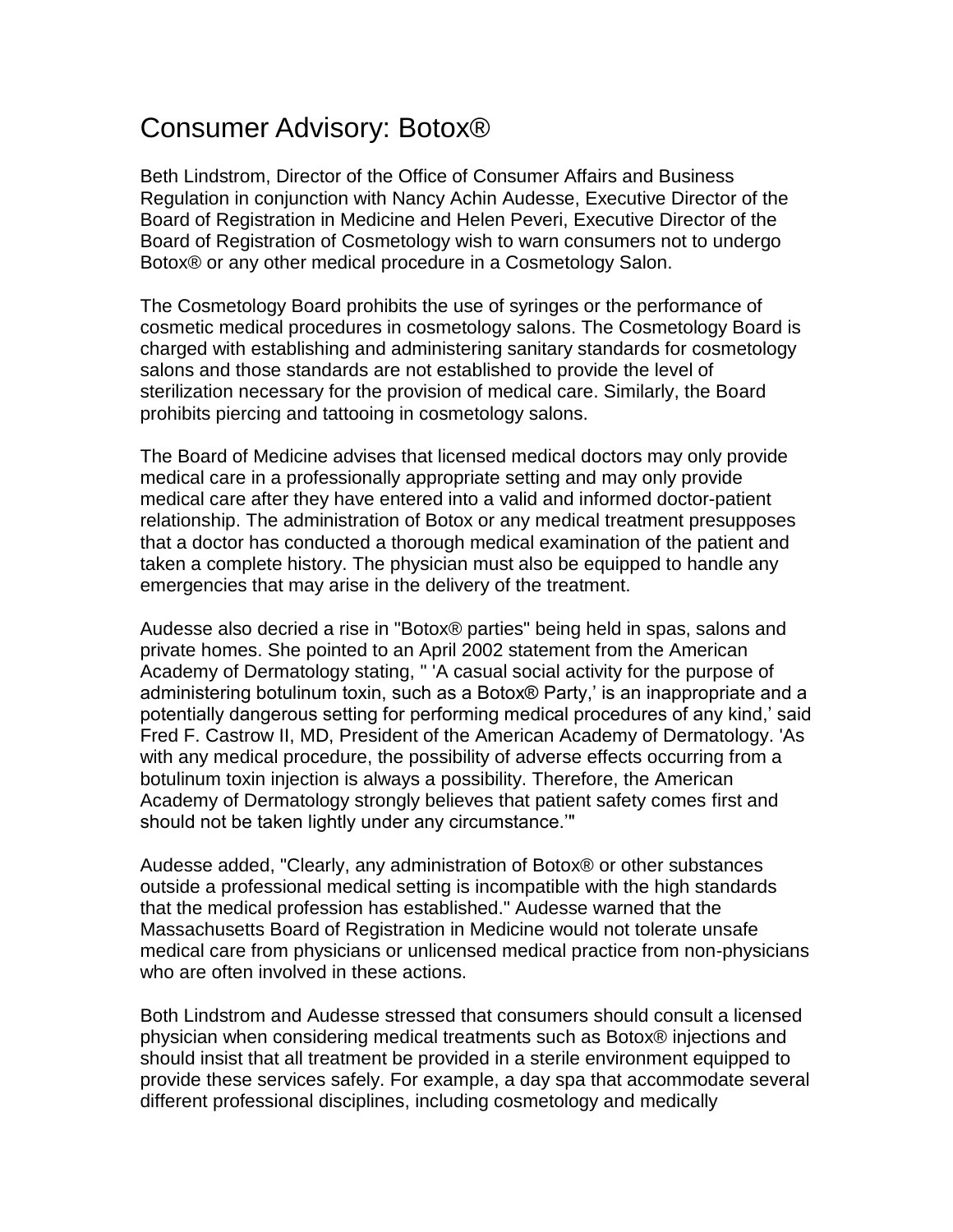# Consumer Advisory: Botox®

Beth Lindstrom, Director of the Office of Consumer Affairs and Business Regulation in conjunction with Nancy Achin Audesse, Executive Director of the Board of Registration in Medicine and Helen Peveri, Executive Director of the Board of Registration of Cosmetology wish to warn consumers not to undergo Botox® or any other medical procedure in a Cosmetology Salon.

The Cosmetology Board prohibits the use of syringes or the performance of cosmetic medical procedures in cosmetology salons. The Cosmetology Board is charged with establishing and administering sanitary standards for cosmetology salons and those standards are not established to provide the level of sterilization necessary for the provision of medical care. Similarly, the Board prohibits piercing and tattooing in cosmetology salons.

The Board of Medicine advises that licensed medical doctors may only provide medical care in a professionally appropriate setting and may only provide medical care after they have entered into a valid and informed doctor-patient relationship. The administration of Botox or any medical treatment presupposes that a doctor has conducted a thorough medical examination of the patient and taken a complete history. The physician must also be equipped to handle any emergencies that may arise in the delivery of the treatment.

Audesse also decried a rise in "Botox® parties" being held in spas, salons and private homes. She pointed to an April 2002 statement from the American Academy of Dermatology stating, " 'A casual social activity for the purpose of administering botulinum toxin, such as a Botox® Party,' is an inappropriate and a potentially dangerous setting for performing medical procedures of any kind,' said Fred F. Castrow II, MD, President of the American Academy of Dermatology. 'As with any medical procedure, the possibility of adverse effects occurring from a botulinum toxin injection is always a possibility. Therefore, the American Academy of Dermatology strongly believes that patient safety comes first and should not be taken lightly under any circumstance.'"

Audesse added, "Clearly, any administration of Botox® or other substances outside a professional medical setting is incompatible with the high standards that the medical profession has established." Audesse warned that the Massachusetts Board of Registration in Medicine would not tolerate unsafe medical care from physicians or unlicensed medical practice from non-physicians who are often involved in these actions.

Both Lindstrom and Audesse stressed that consumers should consult a licensed physician when considering medical treatments such as Botox® injections and should insist that all treatment be provided in a sterile environment equipped to provide these services safely. For example, a day spa that accommodate several different professional disciplines, including cosmetology and medically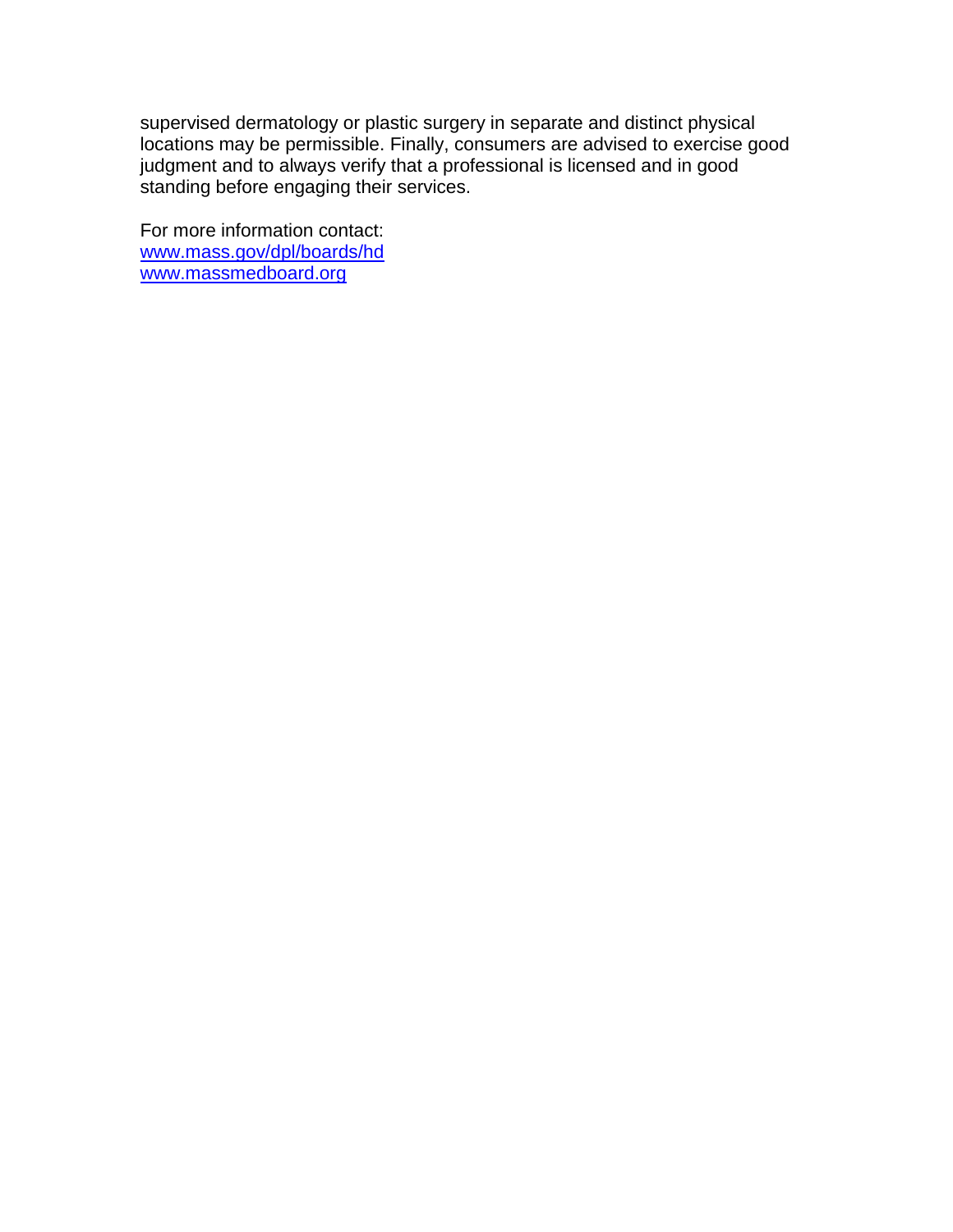supervised dermatology or plastic surgery in separate and distinct physical locations may be permissible. Finally, consumers are advised to exercise good judgment and to always verify that a professional is licensed and in good standing before engaging their services.

For more information contact:
[www.mass.gov/dpl/boards/hd](http://www.mass.gov/dpl/boards/hd)
[www.massmedboard.org](http://www.massmedboard.org)